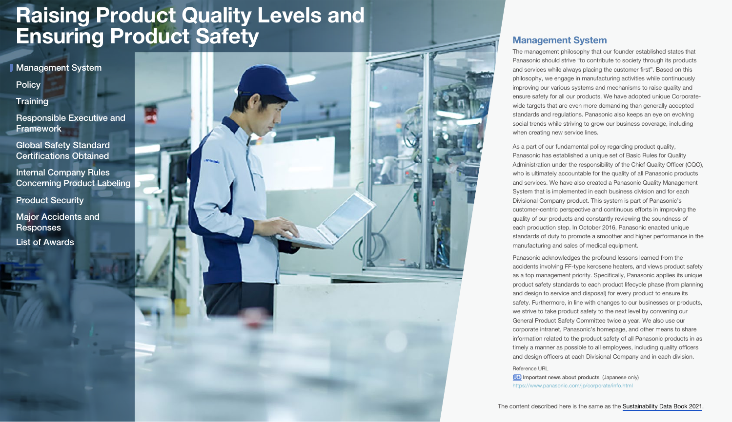# Raising Product Quality Levels and Ensuring Product Safety

- Management System
- Policy
- Training
- Responsible Executive and Framework
- Global Safety Standard Certifications Obtained
- Internal Company Rules Concerning Product Labeling
- Product Security
- Major Accidents and Responses
- List of Awards

## Management System

The management philosophy that our founder established states that Panasonic should strive "to contribute to society through its products and services while always placing the customer first". Based on this philosophy, we engage in manufacturing activities while continuously improving our various systems and mechanisms to raise quality and ensure safety for all our products. We have adopted unique Corporate-wide targets that are even more demanding than generally accepted standards and regulations. Panasonic also keeps an eye on evolving social trends while striving to grow our business coverage, including when creating new service lines.

As a part of our fundamental policy regarding product quality, Panasonic has established a unique set of Basic Rules for Quality Administration under the responsibility of the Chief Quality Officer (CQO), who is ultimately accountable for the quality of all Panasonic products and services. We have also created a Panasonic Quality Management System that is implemented in each business division and for each Divisional Company product. This system is part of Panasonic's customer-centric perspective and continuous efforts in improving the quality of our products and constantly reviewing the soundness of each production step. In October 2016, Panasonic enacted unique standards of duty to promote a smoother and higher performance in the manufacturing and sales of medical equipment.

Panasonic acknowledges the profound lessons learned from the accidents involving FF-type kerosene heaters, and views product safety as a top management priority. Specifically, Panasonic applies its unique product safety standards to each product lifecycle phase (from planning and design to service and disposal) for every product to ensure its safety. Furthermore, in line with changes to our businesses or products, we strive to take product safety to the next level by convening our General Product Safety Committee twice a year. We also use our corporate intranet, Panasonic's homepage, and other means to share information related to the product safety of all Panasonic products in as timely a manner as possible to all employees, including quality officers and design officers at each Divisional Company and in each division.

Reference URL

WEB **Important news about products** (Japanese only)
https://www.panasonic.com/jp/corporate/info.html

The content described here is the same as the Sustainability Data Book 2021.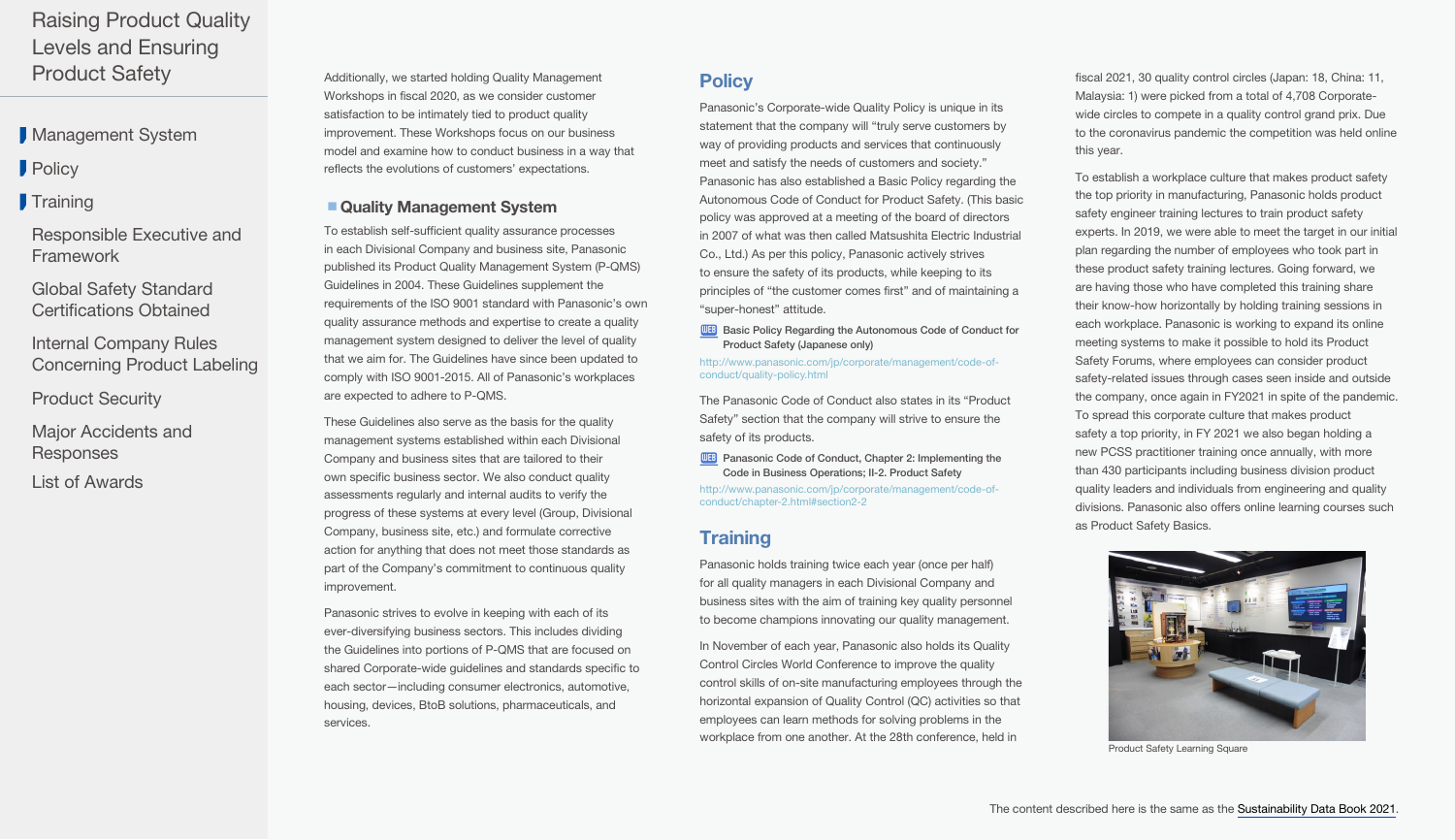Additionally, we started holding Quality Management Workshops in fiscal 2020, as we consider customer satisfaction to be intimately tied to product quality improvement. These Workshops focus on our business model and examine how to conduct business in a way that reflects the evolutions of customers' expectations.

### Quality Management System

To establish self-sufficient quality assurance processes in each Divisional Company and business site, Panasonic published its Product Quality Management System (P-QMS) Guidelines in 2004. These Guidelines supplement the requirements of the ISO 9001 standard with Panasonic's own quality assurance methods and expertise to create a quality management system designed to deliver the level of quality that we aim for. The Guidelines have since been updated to comply with ISO 9001-2015. All of Panasonic's workplaces are expected to adhere to P-QMS.

These Guidelines also serve as the basis for the quality management systems established within each Divisional Company and business sites that are tailored to their own specific business sector. We also conduct quality assessments regularly and internal audits to verify the progress of these systems at every level (Group, Divisional Company, business site, etc.) and formulate corrective action for anything that does not meet those standards as part of the Company's commitment to continuous quality improvement.

Panasonic strives to evolve in keeping with each of its ever-diversifying business sectors. This includes dividing the Guidelines into portions of P-QMS that are focused on shared Corporate-wide guidelines and standards specific to each sector—including consumer electronics, automotive, housing, devices, BtoB solutions, pharmaceuticals, and services.

## Policy

Panasonic's Corporate-wide Quality Policy is unique in its statement that the company will "truly serve customers by way of providing products and services that continuously meet and satisfy the needs of customers and society." Panasonic has also established a Basic Policy regarding the Autonomous Code of Conduct for Product Safety. (This basic policy was approved at a meeting of the board of directors in 2007 of what was then called Matsushita Electric Industrial Co., Ltd.) As per this policy, Panasonic actively strives to ensure the safety of its products, while keeping to its principles of "the customer comes first" and of maintaining a "super-honest" attitude.

WEB **Basic Policy Regarding the Autonomous Code of Conduct for Product Safety (Japanese only)**

http://www.panasonic.com/jp/corporate/management/code-of-conduct/quality-policy.html

The Panasonic Code of Conduct also states in its "Product Safety" section that the company will strive to ensure the safety of its products.

WEB **Panasonic Code of Conduct, Chapter 2: Implementing the Code in Business Operations; II-2. Product Safety**

http://www.panasonic.com/jp/corporate/management/code-of-conduct/chapter-2.html#section2-2

## Training

Panasonic holds training twice each year (once per half) for all quality managers in each Divisional Company and business sites with the aim of training key quality personnel to become champions innovating our quality management.

In November of each year, Panasonic also holds its Quality Control Circles World Conference to improve the quality control skills of on-site manufacturing employees through the horizontal expansion of Quality Control (QC) activities so that employees can learn methods for solving problems in the workplace from one another. At the 28th conference, held in fiscal 2021, 30 quality control circles (Japan: 18, China: 11, Malaysia: 1) were picked from a total of 4,708 Corporate-wide circles to compete in a quality control grand prix. Due to the coronavirus pandemic the competition was held online this year.

To establish a workplace culture that makes product safety the top priority in manufacturing, Panasonic holds product safety engineer training lectures to train product safety experts. In 2019, we were able to meet the target in our initial plan regarding the number of employees who took part in these product safety training lectures. Going forward, we are having those who have completed this training share their know-how horizontally by holding training sessions in each workplace. Panasonic is working to expand its online meeting systems to make it possible to hold its Product Safety Forums, where employees can consider product safety-related issues through cases seen inside and outside the company, once again in FY2021 in spite of the pandemic. To spread this corporate culture that makes product safety a top priority, in FY 2021 we also began holding a new PCSS practitioner training once annually, with more than 430 participants including business division product quality leaders and individuals from engineering and quality divisions. Panasonic also offers online learning courses such as Product Safety Basics.

Product Safety Learning Square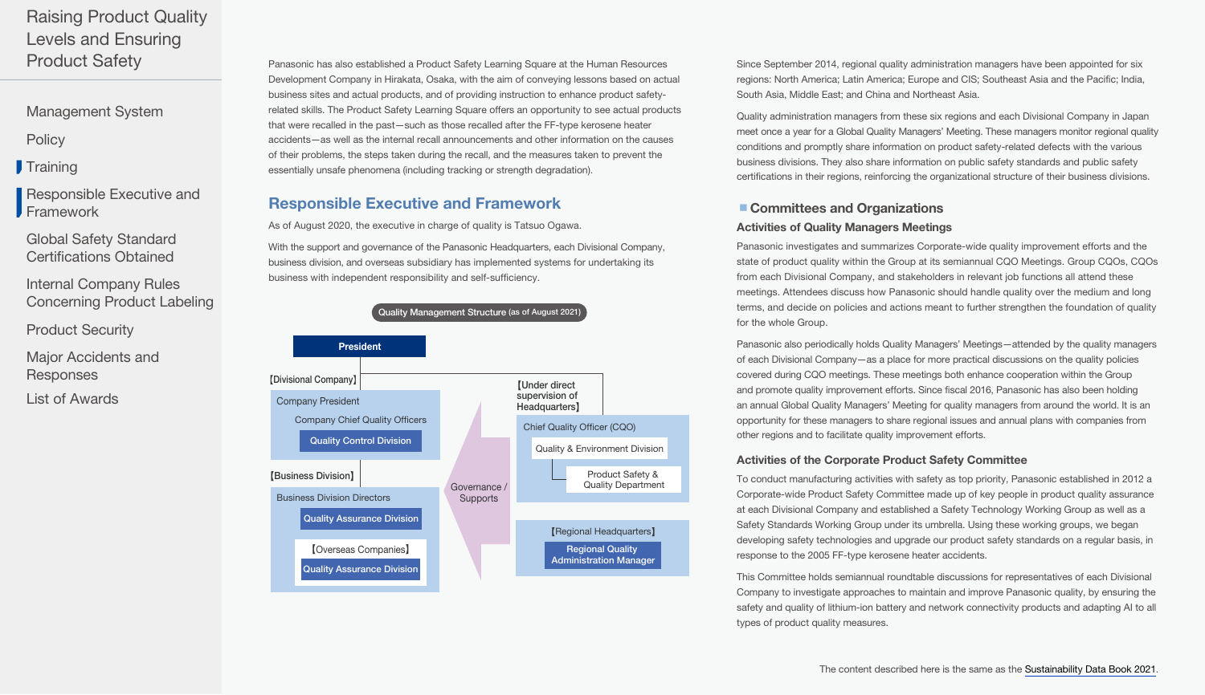Panasonic has also established a Product Safety Learning Square at the Human Resources Development Company in Hirakata, Osaka, with the aim of conveying lessons based on actual business sites and actual products, and of providing instruction to enhance product safety-related skills. The Product Safety Learning Square offers an opportunity to see actual products that were recalled in the past—such as those recalled after the FF-type kerosene heater accidents—as well as the internal recall announcements and other information on the causes of their problems, the steps taken during the recall, and the measures taken to prevent the essentially unsafe phenomena (including tracking or strength degradation).

## Responsible Executive and Framework

As of August 2020, the executive in charge of quality is Tatsuo Ogawa.

With the support and governance of the Panasonic Headquarters, each Divisional Company, business division, and overseas subsidiary has implemented systems for undertaking its business with independent responsibility and self-sufficiency.

Quality Management Structure (as of August 2021)

- President
  - 【Divisional Company】
    - Company President
      - Company Chief Quality Officers
        - Quality Control Division
  - 【Business Division】
    - Business Division Directors
      - Quality Assurance Division
      - 【Overseas Companies】
        - Quality Assurance Division
  - 【Under direct supervision of Headquarters】
    - Chief Quality Officer (CQO)
      - Quality & Environment Division
        - Product Safety & Quality Department
  - 【Regional Headquarters】
    - Regional Quality Administration Manager

Governance / Supports

Since September 2014, regional quality administration managers have been appointed for six regions: North America; Latin America; Europe and CIS; Southeast Asia and the Pacific; India, South Asia, Middle East; and China and Northeast Asia.

Quality administration managers from these six regions and each Divisional Company in Japan meet once a year for a Global Quality Managers' Meeting. These managers monitor regional quality conditions and promptly share information on product safety-related defects with the various business divisions. They also share information on public safety standards and public safety certifications in their regions, reinforcing the organizational structure of their business divisions.

### Committees and Organizations

#### Activities of Quality Managers Meetings

Panasonic investigates and summarizes Corporate-wide quality improvement efforts and the state of product quality within the Group at its semiannual CQO Meetings. Group CQOs, CQOs from each Divisional Company, and stakeholders in relevant job functions all attend these meetings. Attendees discuss how Panasonic should handle quality over the medium and long terms, and decide on policies and actions meant to further strengthen the foundation of quality for the whole Group.

Panasonic also periodically holds Quality Managers' Meetings—attended by the quality managers of each Divisional Company—as a place for more practical discussions on the quality policies covered during CQO meetings. These meetings both enhance cooperation within the Group and promote quality improvement efforts. Since fiscal 2016, Panasonic has also been holding an annual Global Quality Managers' Meeting for quality managers from around the world. It is an opportunity for these managers to share regional issues and annual plans with companies from other regions and to facilitate quality improvement efforts.

#### Activities of the Corporate Product Safety Committee

To conduct manufacturing activities with safety as top priority, Panasonic established in 2012 a Corporate-wide Product Safety Committee made up of key people in product quality assurance at each Divisional Company and established a Safety Technology Working Group as well as a Safety Standards Working Group under its umbrella. Using these working groups, we began developing safety technologies and upgrade our product safety standards on a regular basis, in response to the 2005 FF-type kerosene heater accidents.

This Committee holds semiannual roundtable discussions for representatives of each Divisional Company to investigate approaches to maintain and improve Panasonic quality, by ensuring the safety and quality of lithium-ion battery and network connectivity products and adapting AI to all types of product quality measures.

The content described here is the same as the Sustainability Data Book 2021.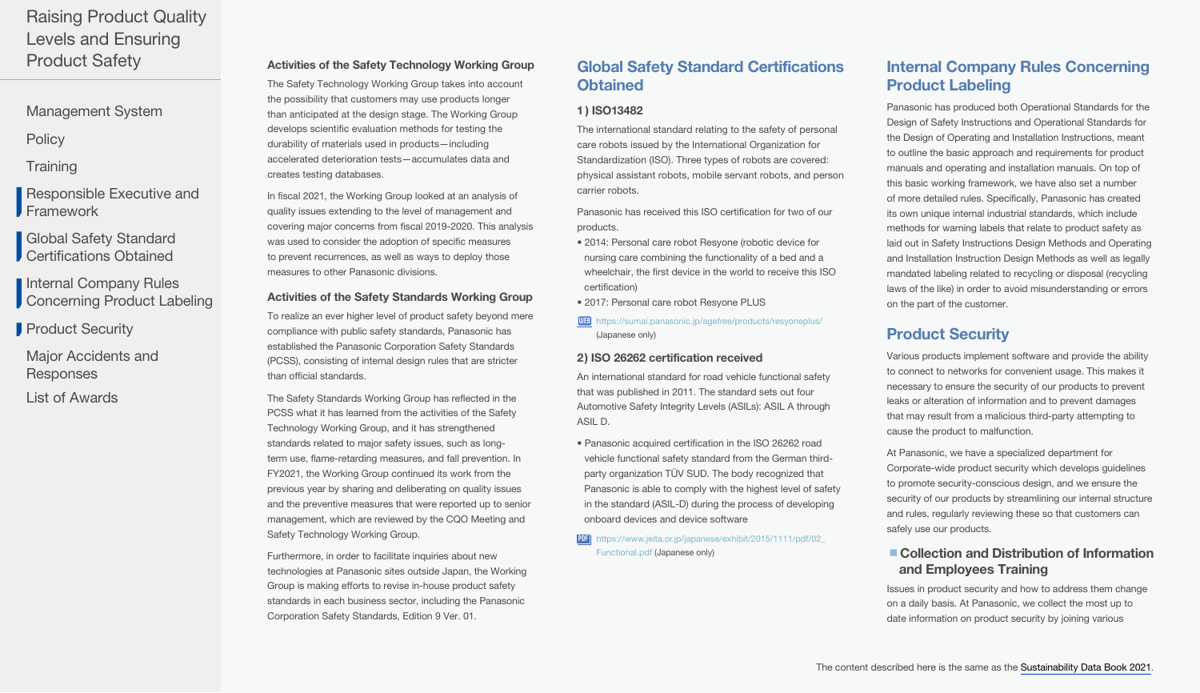# Raising Product Quality Levels and Ensuring Product Safety

- Management System
- Policy
- Training
- Responsible Executive and Framework
- Global Safety Standard Certifications Obtained
- Internal Company Rules Concerning Product Labeling
- Product Security
- Major Accidents and Responses
- List of Awards

### Activities of the Safety Technology Working Group

The Safety Technology Working Group takes into account the possibility that customers may use products longer than anticipated at the design stage. The Working Group develops scientific evaluation methods for testing the durability of materials used in products—including accelerated deterioration tests—accumulates data and creates testing databases.

In fiscal 2021, the Working Group looked at an analysis of quality issues extending to the level of management and covering major concerns from fiscal 2019-2020. This analysis was used to consider the adoption of specific measures to prevent recurrences, as well as ways to deploy those measures to other Panasonic divisions.

### Activities of the Safety Standards Working Group

To realize an ever higher level of product safety beyond mere compliance with public safety standards, Panasonic has established the Panasonic Corporation Safety Standards (PCSS), consisting of internal design rules that are stricter than official standards.

The Safety Standards Working Group has reflected in the PCSS what it has learned from the activities of the Safety Technology Working Group, and it has strengthened standards related to major safety issues, such as long-term use, flame-retarding measures, and fall prevention. In FY2021, the Working Group continued its work from the previous year by sharing and deliberating on quality issues and the preventive measures that were reported up to senior management, which are reviewed by the CQO Meeting and Safety Technology Working Group.

Furthermore, in order to facilitate inquiries about new technologies at Panasonic sites outside Japan, the Working Group is making efforts to revise in-house product safety standards in each business sector, including the Panasonic Corporation Safety Standards, Edition 9 Ver. 01.

## Global Safety Standard Certifications Obtained

### 1) ISO13482

The international standard relating to the safety of personal care robots issued by the International Organization for Standardization (ISO). Three types of robots are covered: physical assistant robots, mobile servant robots, and person carrier robots.

Panasonic has received this ISO certification for two of our products.

- 2014: Personal care robot Resyone (robotic device for nursing care combining the functionality of a bed and a wheelchair, the first device in the world to receive this ISO certification)
- 2017: Personal care robot Resyone PLUS

WEB https://sumai.panasonic.jp/agefree/products/resyoneplus/ (Japanese only)

### 2) ISO 26262 certification received

An international standard for road vehicle functional safety that was published in 2011. The standard sets out four Automotive Safety Integrity Levels (ASILs): ASIL A through ASIL D.

- Panasonic acquired certification in the ISO 26262 road vehicle functional safety standard from the German third-party organization TÜV SUD. The body recognized that Panasonic is able to comply with the highest level of safety in the standard (ASIL-D) during the process of developing onboard devices and device software

PDF https://www.jeita.or.jp/japanese/exhibit/2015/1111/pdf/02_Functional.pdf (Japanese only)

## Internal Company Rules Concerning Product Labeling

Panasonic has produced both Operational Standards for the Design of Safety Instructions and Operational Standards for the Design of Operating and Installation Instructions, meant to outline the basic approach and requirements for product manuals and operating and installation manuals. On top of this basic working framework, we have also set a number of more detailed rules. Specifically, Panasonic has created its own unique internal industrial standards, which include methods for warning labels that relate to product safety as laid out in Safety Instructions Design Methods and Operating and Installation Instruction Design Methods as well as legally mandated labeling related to recycling or disposal (recycling laws of the like) in order to avoid misunderstanding or errors on the part of the customer.

## Product Security

Various products implement software and provide the ability to connect to networks for convenient usage. This makes it necessary to ensure the security of our products to prevent leaks or alteration of information and to prevent damages that may result from a malicious third-party attempting to cause the product to malfunction.

At Panasonic, we have a specialized department for Corporate-wide product security which develops guidelines to promote security-conscious design, and we ensure the security of our products by streamlining our internal structure and rules, regularly reviewing these so that customers can safely use our products.

### Collection and Distribution of Information and Employees Training

Issues in product security and how to address them change on a daily basis. At Panasonic, we collect the most up to date information on product security by joining various

The content described here is the same as the Sustainability Data Book 2021.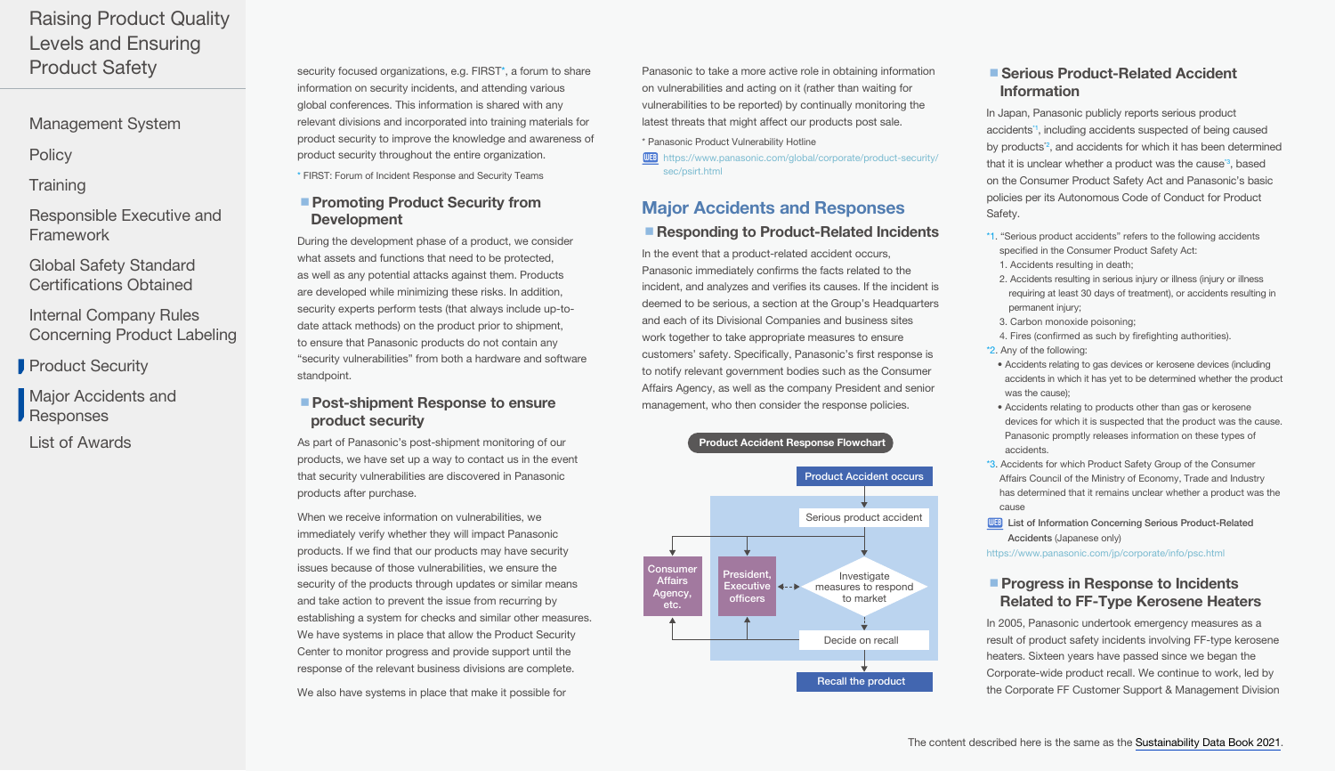security focused organizations, e.g. FIRST*, a forum to share information on security incidents, and attending various global conferences. This information is shared with any relevant divisions and incorporated into training materials for product security to improve the knowledge and awareness of product security throughout the entire organization.

* FIRST: Forum of Incident Response and Security Teams

### Promoting Product Security from Development

During the development phase of a product, we consider what assets and functions that need to be protected, as well as any potential attacks against them. Products are developed while minimizing these risks. In addition, security experts perform tests (that always include up-to-date attack methods) on the product prior to shipment, to ensure that Panasonic products do not contain any "security vulnerabilities" from both a hardware and software standpoint.

### Post-shipment Response to ensure product security

As part of Panasonic's post-shipment monitoring of our products, we have set up a way to contact us in the event that security vulnerabilities are discovered in Panasonic products after purchase.

When we receive information on vulnerabilities, we immediately verify whether they will impact Panasonic products. If we find that our products may have security issues because of those vulnerabilities, we ensure the security of the products through updates or similar means and take action to prevent the issue from recurring by establishing a system for checks and similar other measures. We have systems in place that allow the Product Security Center to monitor progress and provide support until the response of the relevant business divisions are complete.

We also have systems in place that make it possible for Panasonic to take a more active role in obtaining information on vulnerabilities and acting on it (rather than waiting for vulnerabilities to be reported) by continually monitoring the latest threats that might affect our products post sale.

* Panasonic Product Vulnerability Hotline

WEB https://www.panasonic.com/global/corporate/product-security/sec/psirt.html

## Major Accidents and Responses

### Responding to Product-Related Incidents

In the event that a product-related accident occurs, Panasonic immediately confirms the facts related to the incident, and analyzes and verifies its causes. If the incident is deemed to be serious, a section at the Group's Headquarters and each of its Divisional Companies and business sites work together to take appropriate measures to ensure customers' safety. Specifically, Panasonic's first response is to notify relevant government bodies such as the Consumer Affairs Agency, as well as the company President and senior management, who then consider the response policies.

**Product Accident Response Flowchart**

- Product Accident occurs
- Serious product accident
- Consumer Affairs Agency, etc.
- President, Executive officers
- Investigate measures to respond to market
- Decide on recall
- Recall the product

### Serious Product-Related Accident Information

In Japan, Panasonic publicly reports serious product accidents*1, including accidents suspected of being caused by products*2, and accidents for which it has been determined that it is unclear whether a product was the cause*3, based on the Consumer Product Safety Act and Panasonic's basic policies per its Autonomous Code of Conduct for Product Safety.

*1. "Serious product accidents" refers to the following accidents specified in the Consumer Product Safety Act:
1. Accidents resulting in death;
2. Accidents resulting in serious injury or illness (injury or illness requiring at least 30 days of treatment), or accidents resulting in permanent injury;
3. Carbon monoxide poisoning;
4. Fires (confirmed as such by firefighting authorities).

*2. Any of the following:
- Accidents relating to gas devices or kerosene devices (including accidents in which it has yet to be determined whether the product was the cause);
- Accidents relating to products other than gas or kerosene devices for which it is suspected that the product was the cause. Panasonic promptly releases information on these types of accidents.

*3. Accidents for which Product Safety Group of the Consumer Affairs Council of the Ministry of Economy, Trade and Industry has determined that it remains unclear whether a product was the cause

WEB **List of Information Concerning Serious Product-Related Accidents** (Japanese only)
https://www.panasonic.com/jp/corporate/info/psc.html

### Progress in Response to Incidents Related to FF-Type Kerosene Heaters

In 2005, Panasonic undertook emergency measures as a result of product safety incidents involving FF-type kerosene heaters. Sixteen years have passed since we began the Corporate-wide product recall. We continue to work, led by the Corporate FF Customer Support & Management Division

The content described here is the same as the Sustainability Data Book 2021.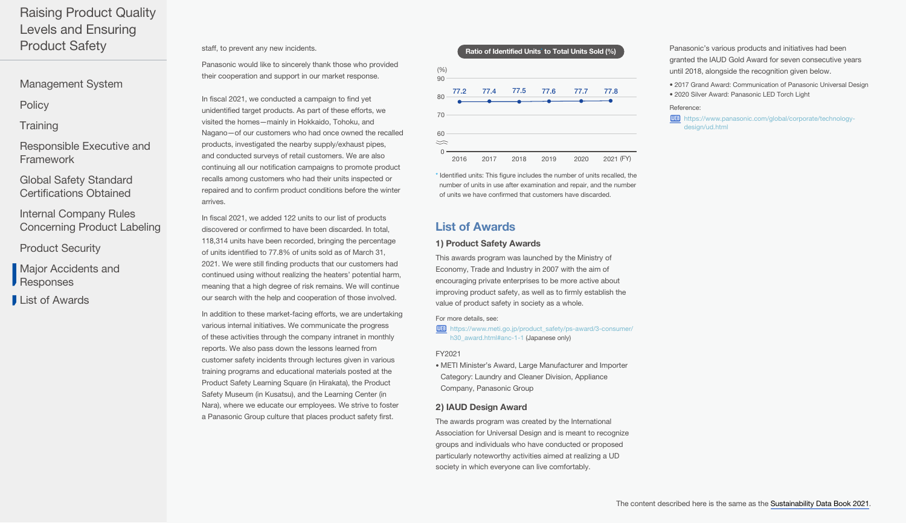staff, to prevent any new incidents.

Panasonic would like to sincerely thank those who provided their cooperation and support in our market response.

In fiscal 2021, we conducted a campaign to find yet unidentified target products. As part of these efforts, we visited the homes—mainly in Hokkaido, Tohoku, and Nagano—of our customers who had once owned the recalled products, investigated the nearby supply/exhaust pipes, and conducted surveys of retail customers. We are also continuing all our notification campaigns to promote product recalls among customers who had their units inspected or repaired and to confirm product conditions before the winter arrives.

In fiscal 2021, we added 122 units to our list of products discovered or confirmed to have been discarded. In total, 118,314 units have been recorded, bringing the percentage of units identified to 77.8% of units sold as of March 31, 2021. We were still finding products that our customers had continued using without realizing the heaters' potential harm, meaning that a high degree of risk remains. We will continue our search with the help and cooperation of those involved.

In addition to these market-facing efforts, we are undertaking various internal initiatives. We communicate the progress of these activities through the company intranet in monthly reports. We also pass down the lessons learned from customer safety incidents through lectures given in various training programs and educational materials posted at the Product Safety Learning Square (in Hirakata), the Product Safety Museum (in Kusatsu), and the Learning Center (in Nara), where we educate our employees. We strive to foster a Panasonic Group culture that places product safety first.

**Ratio of Identified Units* to Total Units Sold (%)**

(%)
90
80
70
60
0

77.2
77.4
77.5
77.6
77.7
77.8

2016 2017 2018 2019 2020 2021 (FY)

\* Identified units: This figure includes the number of units recalled, the number of units in use after examination and repair, and the number of units we have confirmed that customers have discarded.

## List of Awards

### 1) Product Safety Awards

This awards program was launched by the Ministry of Economy, Trade and Industry in 2007 with the aim of encouraging private enterprises to be more active about improving product safety, as well as to firmly establish the value of product safety in society as a whole.

For more details, see:
https://www.meti.go.jp/product_safety/ps-award/3-consumer/h30_award.html#anc-1-1 (Japanese only)

FY2021

- METI Minister's Award, Large Manufacturer and Importer Category: Laundry and Cleaner Division, Appliance Company, Panasonic Group

### 2) IAUD Design Award

The awards program was created by the International Association for Universal Design and is meant to recognize groups and individuals who have conducted or proposed particularly noteworthy activities aimed at realizing a UD society in which everyone can live comfortably.

Panasonic's various products and initiatives had been granted the IAUD Gold Award for seven consecutive years until 2018, alongside the recognition given below.

- 2017 Grand Award: Communication of Panasonic Universal Design
- 2020 Silver Award: Panasonic LED Torch Light

Reference:
https://www.panasonic.com/global/corporate/technology-design/ud.html

The content described here is the same as the Sustainability Data Book 2021.